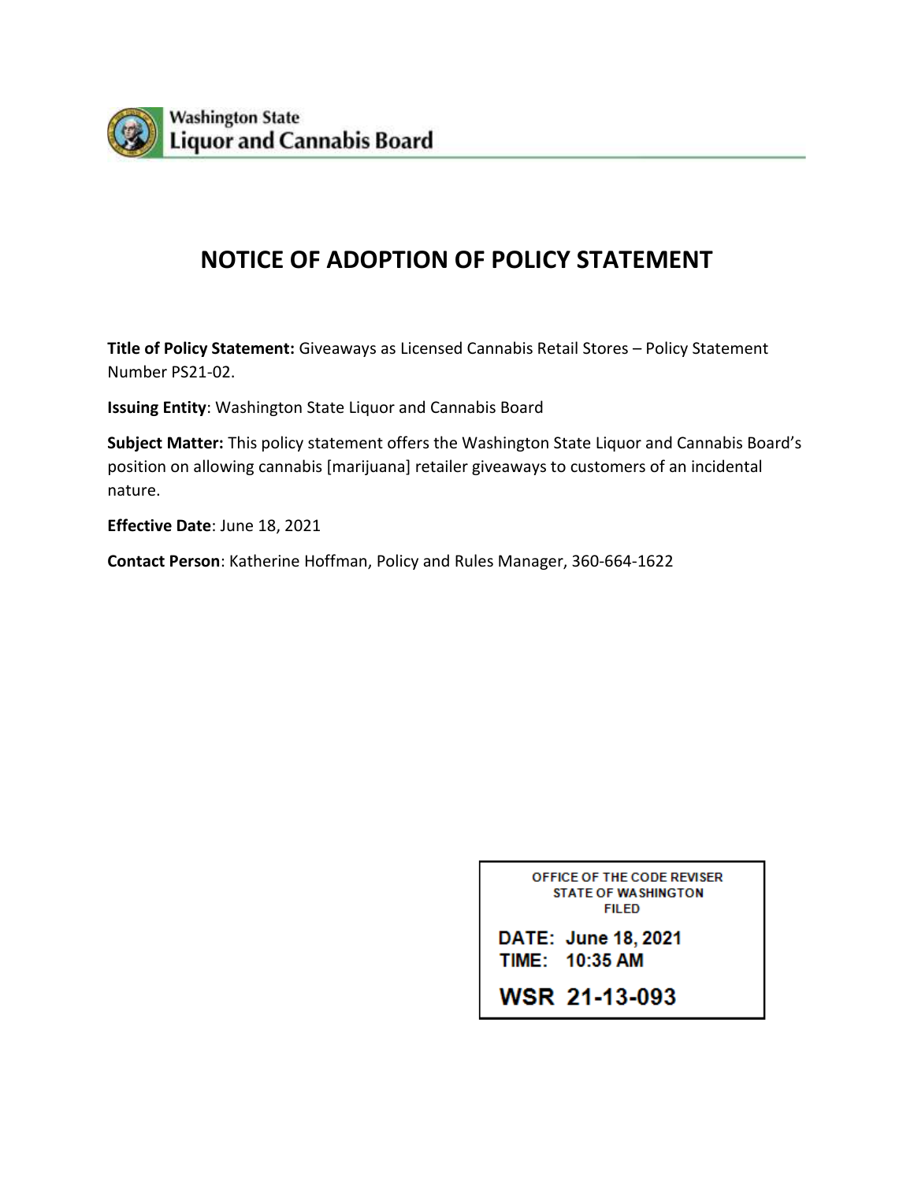Washington State
Liquor and Cannabis Board

# NOTICE OF ADOPTION OF POLICY STATEMENT

**Title of Policy Statement:** Giveaways as Licensed Cannabis Retail Stores – Policy Statement Number PS21-02.

**Issuing Entity**: Washington State Liquor and Cannabis Board

**Subject Matter:** This policy statement offers the Washington State Liquor and Cannabis Board's position on allowing cannabis [marijuana] retailer giveaways to customers of an incidental nature.

**Effective Date**: June 18, 2021

**Contact Person**: Katherine Hoffman, Policy and Rules Manager, 360-664-1622

OFFICE OF THE CODE REVISER
STATE OF WASHINGTON
FILED

**DATE: June 18, 2021**
**TIME: 10:35 AM**

**WSR 21-13-093**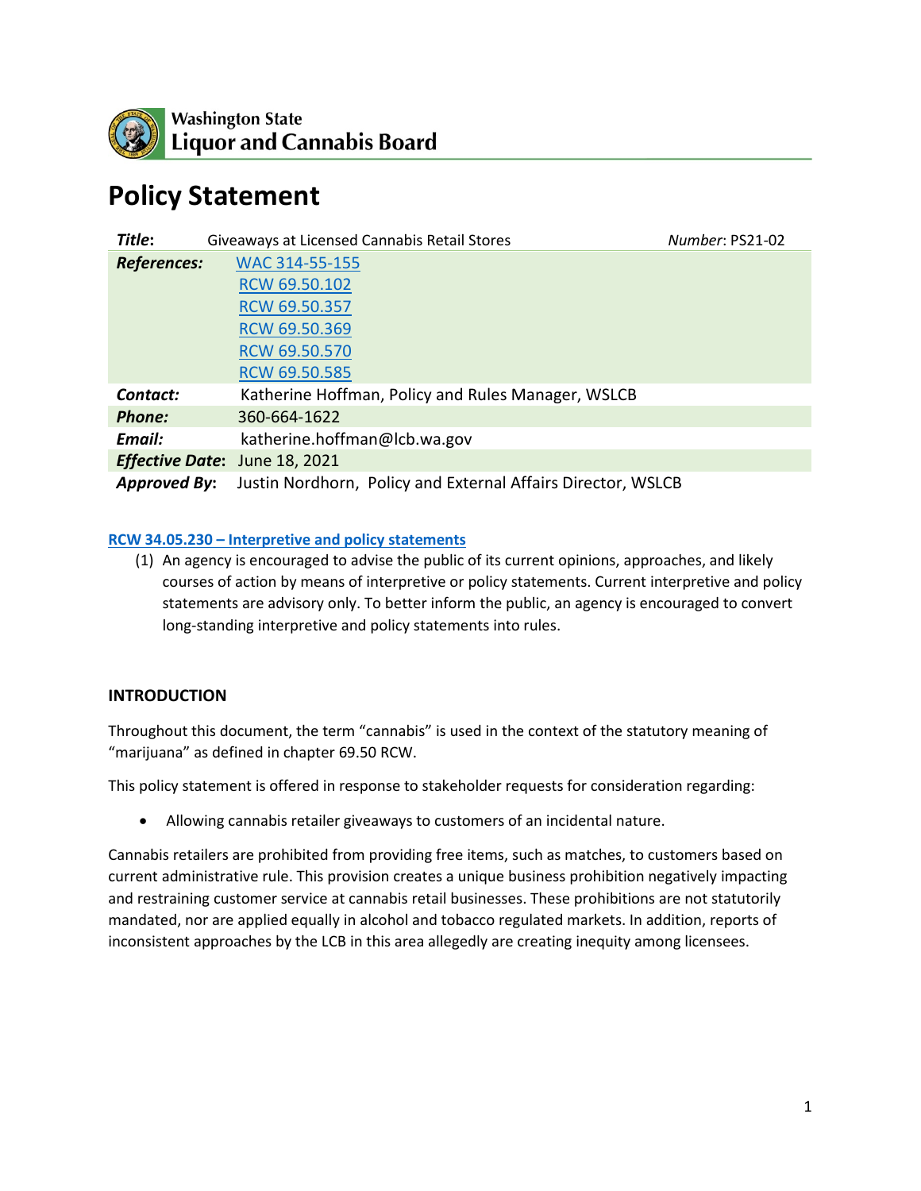Washington State
Liquor and Cannabis Board

# Policy Statement

| | | |
|---|---|---|
| ***Title*:** | Giveaways at Licensed Cannabis Retail Stores | *Number*: PS21-02 |
| ***References:*** | WAC 314-55-155<br>RCW 69.50.102<br>RCW 69.50.357<br>RCW 69.50.369<br>RCW 69.50.570<br>RCW 69.50.585 | |
| ***Contact:*** | Katherine Hoffman, Policy and Rules Manager, WSLCB | |
| ***Phone:*** | 360-664-1622 | |
| ***Email:*** | katherine.hoffman@lcb.wa.gov | |
| ***Effective Date*:** | June 18, 2021 | |
| ***Approved By*:** | Justin Nordhorn, Policy and External Affairs Director, WSLCB | |

**RCW 34.05.230 – Interpretive and policy statements**

(1) An agency is encouraged to advise the public of its current opinions, approaches, and likely courses of action by means of interpretive or policy statements. Current interpretive and policy statements are advisory only. To better inform the public, an agency is encouraged to convert long-standing interpretive and policy statements into rules.

## INTRODUCTION

Throughout this document, the term "cannabis" is used in the context of the statutory meaning of "marijuana" as defined in chapter 69.50 RCW.

This policy statement is offered in response to stakeholder requests for consideration regarding:

- Allowing cannabis retailer giveaways to customers of an incidental nature.

Cannabis retailers are prohibited from providing free items, such as matches, to customers based on current administrative rule. This provision creates a unique business prohibition negatively impacting and restraining customer service at cannabis retail businesses. These prohibitions are not statutorily mandated, nor are applied equally in alcohol and tobacco regulated markets. In addition, reports of inconsistent approaches by the LCB in this area allegedly are creating inequity among licensees.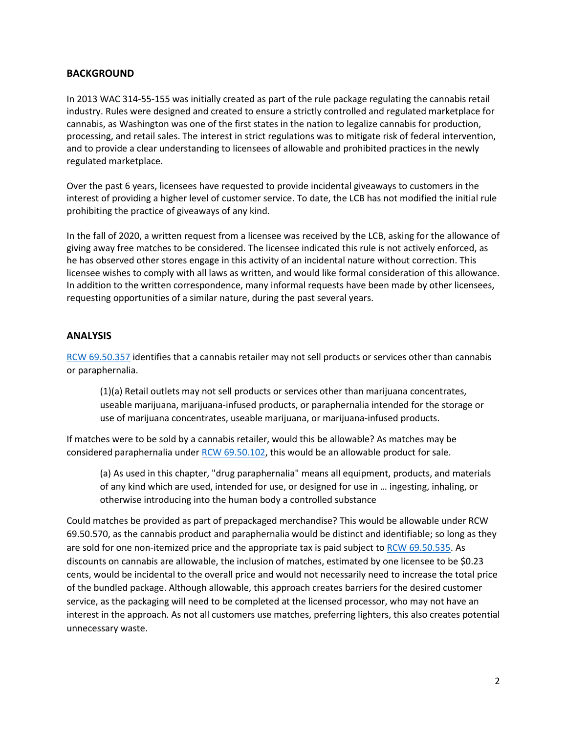## BACKGROUND

In 2013 WAC 314-55-155 was initially created as part of the rule package regulating the cannabis retail industry. Rules were designed and created to ensure a strictly controlled and regulated marketplace for cannabis, as Washington was one of the first states in the nation to legalize cannabis for production, processing, and retail sales. The interest in strict regulations was to mitigate risk of federal intervention, and to provide a clear understanding to licensees of allowable and prohibited practices in the newly regulated marketplace.

Over the past 6 years, licensees have requested to provide incidental giveaways to customers in the interest of providing a higher level of customer service. To date, the LCB has not modified the initial rule prohibiting the practice of giveaways of any kind.

In the fall of 2020, a written request from a licensee was received by the LCB, asking for the allowance of giving away free matches to be considered. The licensee indicated this rule is not actively enforced, as he has observed other stores engage in this activity of an incidental nature without correction. This licensee wishes to comply with all laws as written, and would like formal consideration of this allowance. In addition to the written correspondence, many informal requests have been made by other licensees, requesting opportunities of a similar nature, during the past several years.

## ANALYSIS

RCW 69.50.357 identifies that a cannabis retailer may not sell products or services other than cannabis or paraphernalia.

> (1)(a) Retail outlets may not sell products or services other than marijuana concentrates, useable marijuana, marijuana-infused products, or paraphernalia intended for the storage or use of marijuana concentrates, useable marijuana, or marijuana-infused products.

If matches were to be sold by a cannabis retailer, would this be allowable? As matches may be considered paraphernalia under RCW 69.50.102, this would be an allowable product for sale.

> (a) As used in this chapter, "drug paraphernalia" means all equipment, products, and materials of any kind which are used, intended for use, or designed for use in … ingesting, inhaling, or otherwise introducing into the human body a controlled substance

Could matches be provided as part of prepackaged merchandise? This would be allowable under RCW 69.50.570, as the cannabis product and paraphernalia would be distinct and identifiable; so long as they are sold for one non-itemized price and the appropriate tax is paid subject to RCW 69.50.535. As discounts on cannabis are allowable, the inclusion of matches, estimated by one licensee to be $0.23 cents, would be incidental to the overall price and would not necessarily need to increase the total price of the bundled package. Although allowable, this approach creates barriers for the desired customer service, as the packaging will need to be completed at the licensed processor, who may not have an interest in the approach. As not all customers use matches, preferring lighters, this also creates potential unnecessary waste.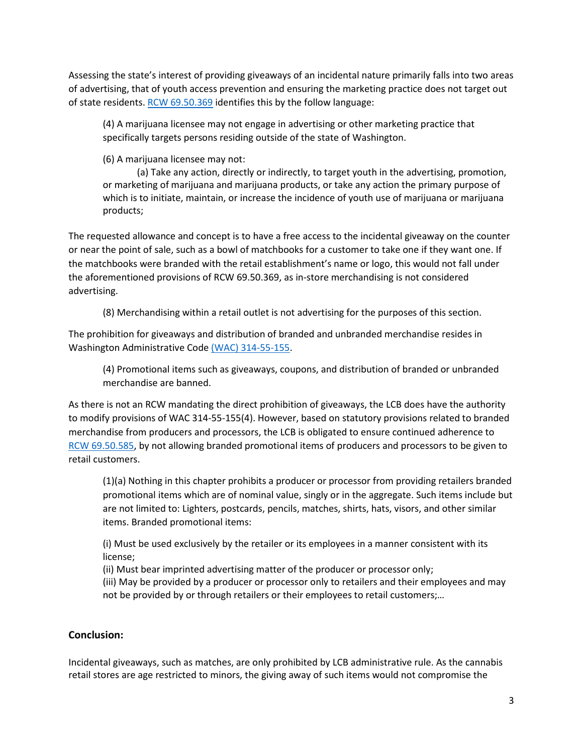Assessing the state's interest of providing giveaways of an incidental nature primarily falls into two areas of advertising, that of youth access prevention and ensuring the marketing practice does not target out of state residents. [RCW 69.50.369](RCW 69.50.369) identifies this by the follow language:

> (4) A marijuana licensee may not engage in advertising or other marketing practice that specifically targets persons residing outside of the state of Washington.
>
> (6) A marijuana licensee may not:
>
> (a) Take any action, directly or indirectly, to target youth in the advertising, promotion, or marketing of marijuana and marijuana products, or take any action the primary purpose of which is to initiate, maintain, or increase the incidence of youth use of marijuana or marijuana products;

The requested allowance and concept is to have a free access to the incidental giveaway on the counter or near the point of sale, such as a bowl of matchbooks for a customer to take one if they want one. If the matchbooks were branded with the retail establishment's name or logo, this would not fall under the aforementioned provisions of RCW 69.50.369, as in-store merchandising is not considered advertising.

> (8) Merchandising within a retail outlet is not advertising for the purposes of this section.

The prohibition for giveaways and distribution of branded and unbranded merchandise resides in Washington Administrative Code (WAC) 314-55-155.

> (4) Promotional items such as giveaways, coupons, and distribution of branded or unbranded merchandise are banned.

As there is not an RCW mandating the direct prohibition of giveaways, the LCB does have the authority to modify provisions of WAC 314-55-155(4). However, based on statutory provisions related to branded merchandise from producers and processors, the LCB is obligated to ensure continued adherence to RCW 69.50.585, by not allowing branded promotional items of producers and processors to be given to retail customers.

> (1)(a) Nothing in this chapter prohibits a producer or processor from providing retailers branded promotional items which are of nominal value, singly or in the aggregate. Such items include but are not limited to: Lighters, postcards, pencils, matches, shirts, hats, visors, and other similar items. Branded promotional items:
>
> (i) Must be used exclusively by the retailer or its employees in a manner consistent with its license;
> (ii) Must bear imprinted advertising matter of the producer or processor only;
> (iii) May be provided by a producer or processor only to retailers and their employees and may not be provided by or through retailers or their employees to retail customers;…

### Conclusion:

Incidental giveaways, such as matches, are only prohibited by LCB administrative rule. As the cannabis retail stores are age restricted to minors, the giving away of such items would not compromise the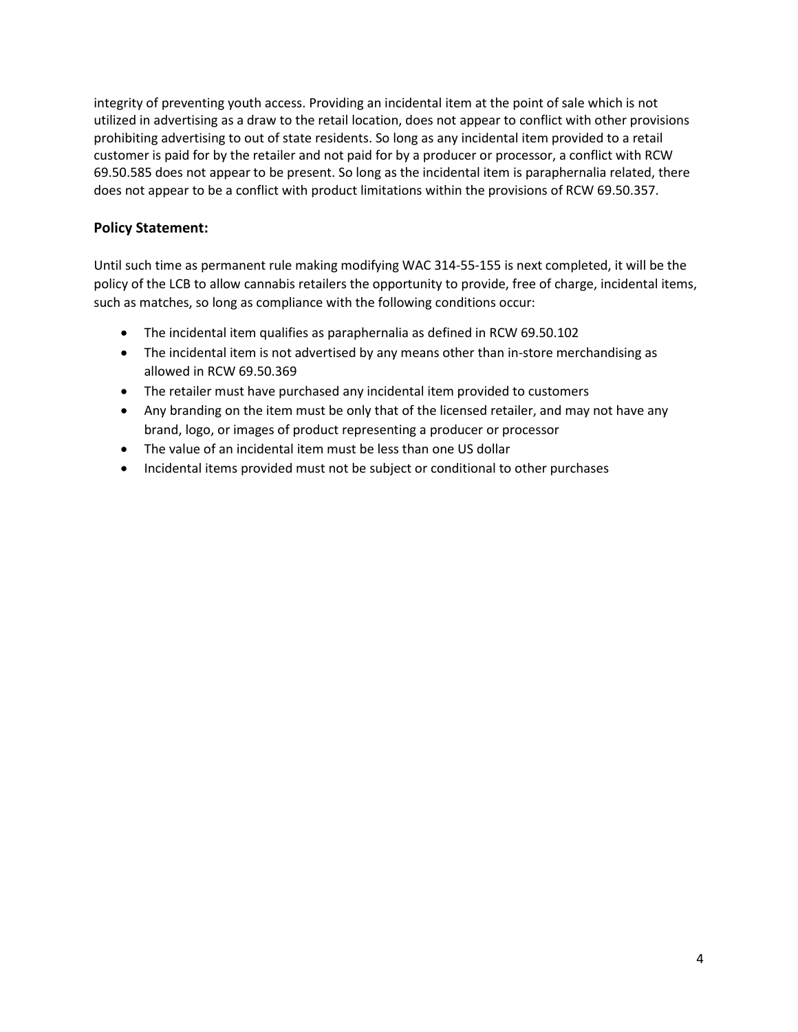integrity of preventing youth access. Providing an incidental item at the point of sale which is not utilized in advertising as a draw to the retail location, does not appear to conflict with other provisions prohibiting advertising to out of state residents. So long as any incidental item provided to a retail customer is paid for by the retailer and not paid for by a producer or processor, a conflict with RCW 69.50.585 does not appear to be present. So long as the incidental item is paraphernalia related, there does not appear to be a conflict with product limitations within the provisions of RCW 69.50.357.

### Policy Statement:

Until such time as permanent rule making modifying WAC 314-55-155 is next completed, it will be the policy of the LCB to allow cannabis retailers the opportunity to provide, free of charge, incidental items, such as matches, so long as compliance with the following conditions occur:

- The incidental item qualifies as paraphernalia as defined in RCW 69.50.102
- The incidental item is not advertised by any means other than in-store merchandising as allowed in RCW 69.50.369
- The retailer must have purchased any incidental item provided to customers
- Any branding on the item must be only that of the licensed retailer, and may not have any brand, logo, or images of product representing a producer or processor
- The value of an incidental item must be less than one US dollar
- Incidental items provided must not be subject or conditional to other purchases